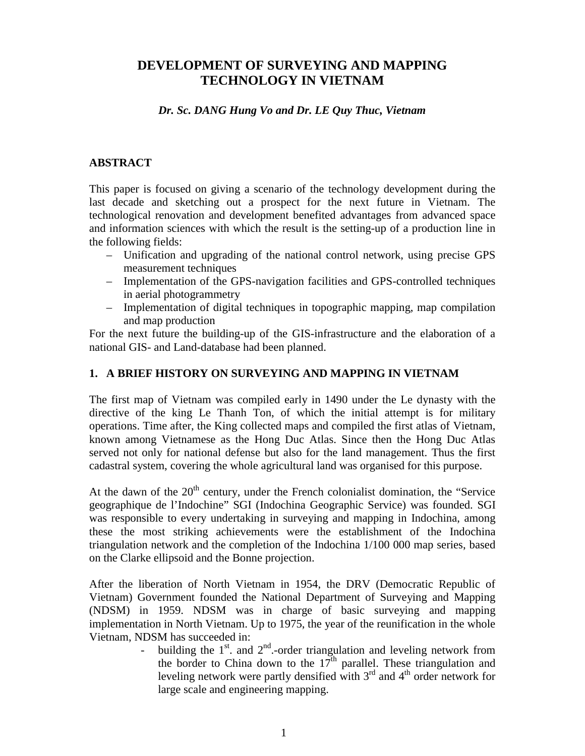# DEVELOPMENT OF SURVEYING AND MAPPING TECHNOLOGY IN VIETNAM

***Dr. Sc. DANG Hung Vo and Dr. LE Quy Thuc, Vietnam***

## ABSTRACT

This paper is focused on giving a scenario of the technology development during the last decade and sketching out a prospect for the next future in Vietnam. The technological renovation and development benefited advantages from advanced space and information sciences with which the result is the setting-up of a production line in the following fields:

- Unification and upgrading of the national control network, using precise GPS measurement techniques
- Implementation of the GPS-navigation facilities and GPS-controlled techniques in aerial photogrammetry
- Implementation of digital techniques in topographic mapping, map compilation and map production

For the next future the building-up of the GIS-infrastructure and the elaboration of a national GIS- and Land-database had been planned.

## 1. A BRIEF HISTORY ON SURVEYING AND MAPPING IN VIETNAM

The first map of Vietnam was compiled early in 1490 under the Le dynasty with the directive of the king Le Thanh Ton, of which the initial attempt is for military operations. Time after, the King collected maps and compiled the first atlas of Vietnam, known among Vietnamese as the Hong Duc Atlas. Since then the Hong Duc Atlas served not only for national defense but also for the land management. Thus the first cadastral system, covering the whole agricultural land was organised for this purpose.

At the dawn of the 20th century, under the French colonialist domination, the "Service geographique de l'Indochine" SGI (Indochina Geographic Service) was founded. SGI was responsible to every undertaking in surveying and mapping in Indochina, among these the most striking achievements were the establishment of the Indochina triangulation network and the completion of the Indochina 1/100 000 map series, based on the Clarke ellipsoid and the Bonne projection.

After the liberation of North Vietnam in 1954, the DRV (Democratic Republic of Vietnam) Government founded the National Department of Surveying and Mapping (NDSM) in 1959. NDSM was in charge of basic surveying and mapping implementation in North Vietnam. Up to 1975, the year of the reunification in the whole Vietnam, NDSM has succeeded in:

- building the 1st. and 2nd.-order triangulation and leveling network from the border to China down to the 17th parallel. These triangulation and leveling network were partly densified with 3rd and 4th order network for large scale and engineering mapping.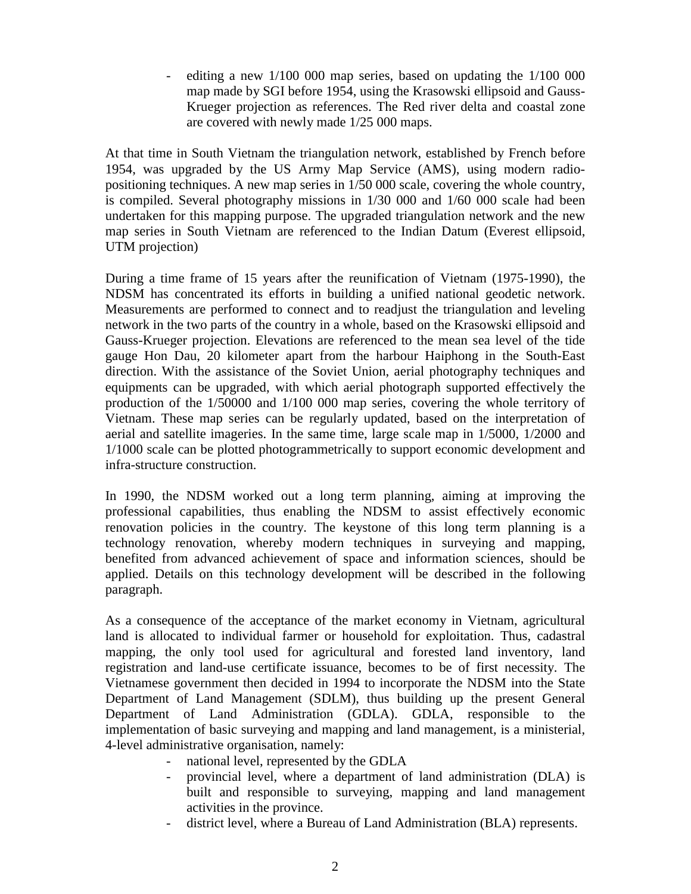- editing a new 1/100 000 map series, based on updating the 1/100 000 map made by SGI before 1954, using the Krasowski ellipsoid and Gauss-Krueger projection as references. The Red river delta and coastal zone are covered with newly made 1/25 000 maps.

At that time in South Vietnam the triangulation network, established by French before 1954, was upgraded by the US Army Map Service (AMS), using modern radio-positioning techniques. A new map series in 1/50 000 scale, covering the whole country, is compiled. Several photography missions in 1/30 000 and 1/60 000 scale had been undertaken for this mapping purpose. The upgraded triangulation network and the new map series in South Vietnam are referenced to the Indian Datum (Everest ellipsoid, UTM projection)

During a time frame of 15 years after the reunification of Vietnam (1975-1990), the NDSM has concentrated its efforts in building a unified national geodetic network. Measurements are performed to connect and to readjust the triangulation and leveling network in the two parts of the country in a whole, based on the Krasowski ellipsoid and Gauss-Krueger projection. Elevations are referenced to the mean sea level of the tide gauge Hon Dau, 20 kilometer apart from the harbour Haiphong in the South-East direction. With the assistance of the Soviet Union, aerial photography techniques and equipments can be upgraded, with which aerial photograph supported effectively the production of the 1/50000 and 1/100 000 map series, covering the whole territory of Vietnam. These map series can be regularly updated, based on the interpretation of aerial and satellite imageries. In the same time, large scale map in 1/5000, 1/2000 and 1/1000 scale can be plotted photogrammetrically to support economic development and infra-structure construction.

In 1990, the NDSM worked out a long term planning, aiming at improving the professional capabilities, thus enabling the NDSM to assist effectively economic renovation policies in the country. The keystone of this long term planning is a technology renovation, whereby modern techniques in surveying and mapping, benefited from advanced achievement of space and information sciences, should be applied. Details on this technology development will be described in the following paragraph.

As a consequence of the acceptance of the market economy in Vietnam, agricultural land is allocated to individual farmer or household for exploitation. Thus, cadastral mapping, the only tool used for agricultural and forested land inventory, land registration and land-use certificate issuance, becomes to be of first necessity. The Vietnamese government then decided in 1994 to incorporate the NDSM into the State Department of Land Management (SDLM), thus building up the present General Department of Land Administration (GDLA). GDLA, responsible to the implementation of basic surveying and mapping and land management, is a ministerial, 4-level administrative organisation, namely:

- national level, represented by the GDLA
- provincial level, where a department of land administration (DLA) is built and responsible to surveying, mapping and land management activities in the province.
- district level, where a Bureau of Land Administration (BLA) represents.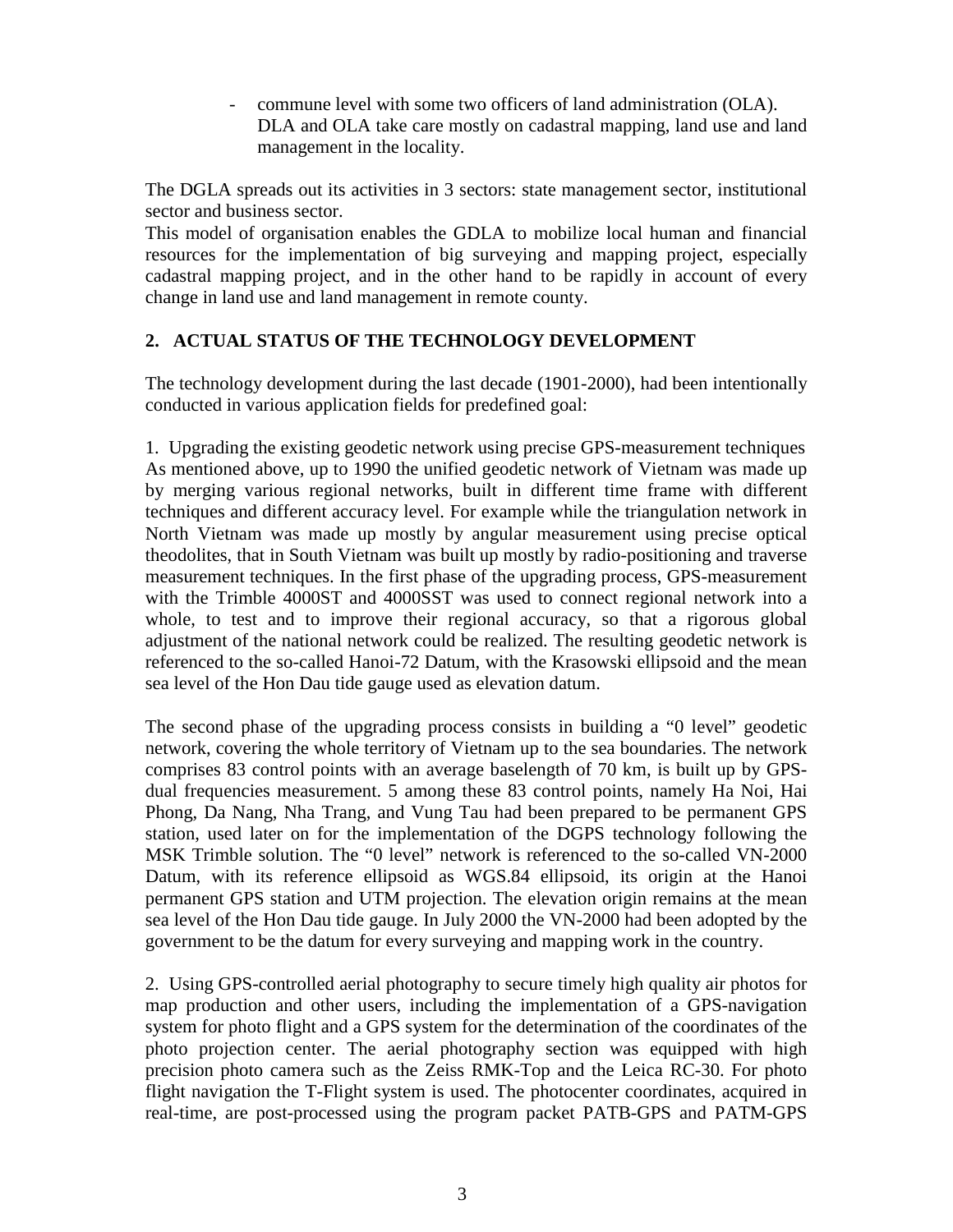- commune level with some two officers of land administration (OLA). DLA and OLA take care mostly on cadastral mapping, land use and land management in the locality.

The DGLA spreads out its activities in 3 sectors: state management sector, institutional sector and business sector.

This model of organisation enables the GDLA to mobilize local human and financial resources for the implementation of big surveying and mapping project, especially cadastral mapping project, and in the other hand to be rapidly in account of every change in land use and land management in remote county.

## 2. ACTUAL STATUS OF THE TECHNOLOGY DEVELOPMENT

The technology development during the last decade (1901-2000), had been intentionally conducted in various application fields for predefined goal:

1. Upgrading the existing geodetic network using precise GPS-measurement techniques As mentioned above, up to 1990 the unified geodetic network of Vietnam was made up by merging various regional networks, built in different time frame with different techniques and different accuracy level. For example while the triangulation network in North Vietnam was made up mostly by angular measurement using precise optical theodolites, that in South Vietnam was built up mostly by radio-positioning and traverse measurement techniques. In the first phase of the upgrading process, GPS-measurement with the Trimble 4000ST and 4000SST was used to connect regional network into a whole, to test and to improve their regional accuracy, so that a rigorous global adjustment of the national network could be realized. The resulting geodetic network is referenced to the so-called Hanoi-72 Datum, with the Krasowski ellipsoid and the mean sea level of the Hon Dau tide gauge used as elevation datum.

The second phase of the upgrading process consists in building a "0 level" geodetic network, covering the whole territory of Vietnam up to the sea boundaries. The network comprises 83 control points with an average baselength of 70 km, is built up by GPS-dual frequencies measurement. 5 among these 83 control points, namely Ha Noi, Hai Phong, Da Nang, Nha Trang, and Vung Tau had been prepared to be permanent GPS station, used later on for the implementation of the DGPS technology following the MSK Trimble solution. The "0 level" network is referenced to the so-called VN-2000 Datum, with its reference ellipsoid as WGS.84 ellipsoid, its origin at the Hanoi permanent GPS station and UTM projection. The elevation origin remains at the mean sea level of the Hon Dau tide gauge. In July 2000 the VN-2000 had been adopted by the government to be the datum for every surveying and mapping work in the country.

2. Using GPS-controlled aerial photography to secure timely high quality air photos for map production and other users, including the implementation of a GPS-navigation system for photo flight and a GPS system for the determination of the coordinates of the photo projection center. The aerial photography section was equipped with high precision photo camera such as the Zeiss RMK-Top and the Leica RC-30. For photo flight navigation the T-Flight system is used. The photocenter coordinates, acquired in real-time, are post-processed using the program packet PATB-GPS and PATM-GPS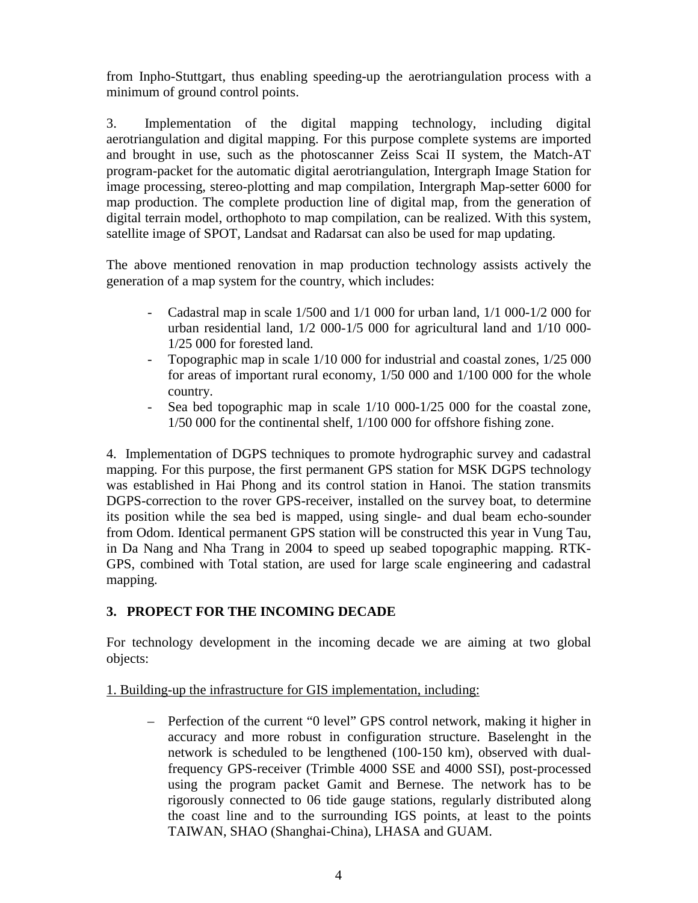from Inpho-Stuttgart, thus enabling speeding-up the aerotriangulation process with a minimum of ground control points.

3. Implementation of the digital mapping technology, including digital aerotriangulation and digital mapping. For this purpose complete systems are imported and brought in use, such as the photoscanner Zeiss Scai II system, the Match-AT program-packet for the automatic digital aerotriangulation, Intergraph Image Station for image processing, stereo-plotting and map compilation, Intergraph Map-setter 6000 for map production. The complete production line of digital map, from the generation of digital terrain model, orthophoto to map compilation, can be realized. With this system, satellite image of SPOT, Landsat and Radarsat can also be used for map updating.

The above mentioned renovation in map production technology assists actively the generation of a map system for the country, which includes:

- Cadastral map in scale 1/500 and 1/1 000 for urban land, 1/1 000-1/2 000 for urban residential land, 1/2 000-1/5 000 for agricultural land and 1/10 000-1/25 000 for forested land.
- Topographic map in scale 1/10 000 for industrial and coastal zones, 1/25 000 for areas of important rural economy, 1/50 000 and 1/100 000 for the whole country.
- Sea bed topographic map in scale 1/10 000-1/25 000 for the coastal zone, 1/50 000 for the continental shelf, 1/100 000 for offshore fishing zone.

4. Implementation of DGPS techniques to promote hydrographic survey and cadastral mapping. For this purpose, the first permanent GPS station for MSK DGPS technology was established in Hai Phong and its control station in Hanoi. The station transmits DGPS-correction to the rover GPS-receiver, installed on the survey boat, to determine its position while the sea bed is mapped, using single- and dual beam echo-sounder from Odom. Identical permanent GPS station will be constructed this year in Vung Tau, in Da Nang and Nha Trang in 2004 to speed up seabed topographic mapping. RTK-GPS, combined with Total station, are used for large scale engineering and cadastral mapping.

## 3. PROPECT FOR THE INCOMING DECADE

For technology development in the incoming decade we are aiming at two global objects:

1. Building-up the infrastructure for GIS implementation, including:

– Perfection of the current "0 level" GPS control network, making it higher in accuracy and more robust in configuration structure. Baselenght in the network is scheduled to be lengthened (100-150 km), observed with dual-frequency GPS-receiver (Trimble 4000 SSE and 4000 SSI), post-processed using the program packet Gamit and Bernese. The network has to be rigorously connected to 06 tide gauge stations, regularly distributed along the coast line and to the surrounding IGS points, at least to the points TAIWAN, SHAO (Shanghai-China), LHASA and GUAM.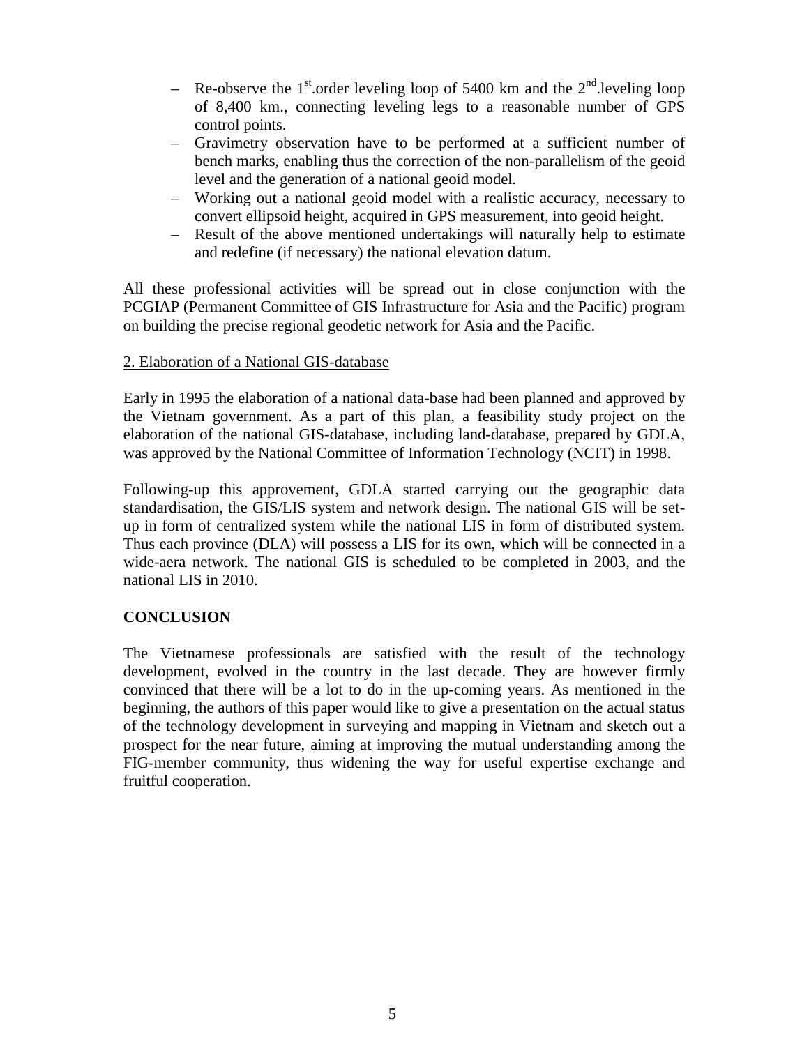- Re-observe the 1st.order leveling loop of 5400 km and the 2nd.leveling loop of 8,400 km., connecting leveling legs to a reasonable number of GPS control points.
- Gravimetry observation have to be performed at a sufficient number of bench marks, enabling thus the correction of the non-parallelism of the geoid level and the generation of a national geoid model.
- Working out a national geoid model with a realistic accuracy, necessary to convert ellipsoid height, acquired in GPS measurement, into geoid height.
- Result of the above mentioned undertakings will naturally help to estimate and redefine (if necessary) the national elevation datum.

All these professional activities will be spread out in close conjunction with the PCGIAP (Permanent Committee of GIS Infrastructure for Asia and the Pacific) program on building the precise regional geodetic network for Asia and the Pacific.

2. Elaboration of a National GIS-database

Early in 1995 the elaboration of a national data-base had been planned and approved by the Vietnam government. As a part of this plan, a feasibility study project on the elaboration of the national GIS-database, including land-database, prepared by GDLA, was approved by the National Committee of Information Technology (NCIT) in 1998.

Following-up this approvement, GDLA started carrying out the geographic data standardisation, the GIS/LIS system and network design. The national GIS will be set-up in form of centralized system while the national LIS in form of distributed system. Thus each province (DLA) will possess a LIS for its own, which will be connected in a wide-aera network. The national GIS is scheduled to be completed in 2003, and the national LIS in 2010.

## CONCLUSION

The Vietnamese professionals are satisfied with the result of the technology development, evolved in the country in the last decade. They are however firmly convinced that there will be a lot to do in the up-coming years. As mentioned in the beginning, the authors of this paper would like to give a presentation on the actual status of the technology development in surveying and mapping in Vietnam and sketch out a prospect for the near future, aiming at improving the mutual understanding among the FIG-member community, thus widening the way for useful expertise exchange and fruitful cooperation.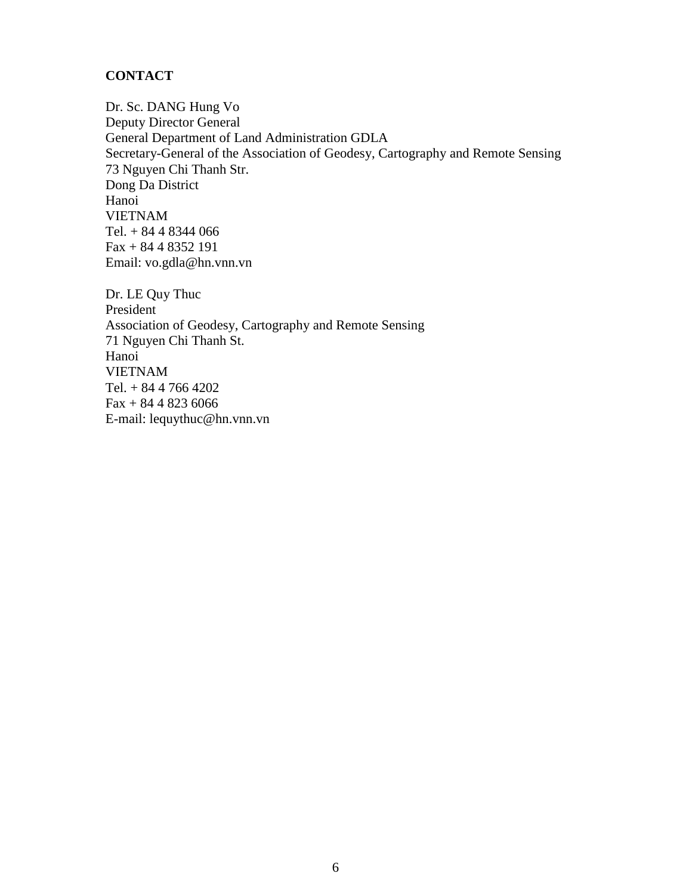## CONTACT

Dr. Sc. DANG Hung Vo
Deputy Director General
General Department of Land Administration GDLA
Secretary-General of the Association of Geodesy, Cartography and Remote Sensing
73 Nguyen Chi Thanh Str.
Dong Da District
Hanoi
VIETNAM
Tel. + 84 4 8344 066
Fax + 84 4 8352 191
Email: vo.gdla@hn.vnn.vn

Dr. LE Quy Thuc
President
Association of Geodesy, Cartography and Remote Sensing
71 Nguyen Chi Thanh St.
Hanoi
VIETNAM
Tel. + 84 4 766 4202
Fax + 84 4 823 6066
E-mail: lequythuc@hn.vnn.vn